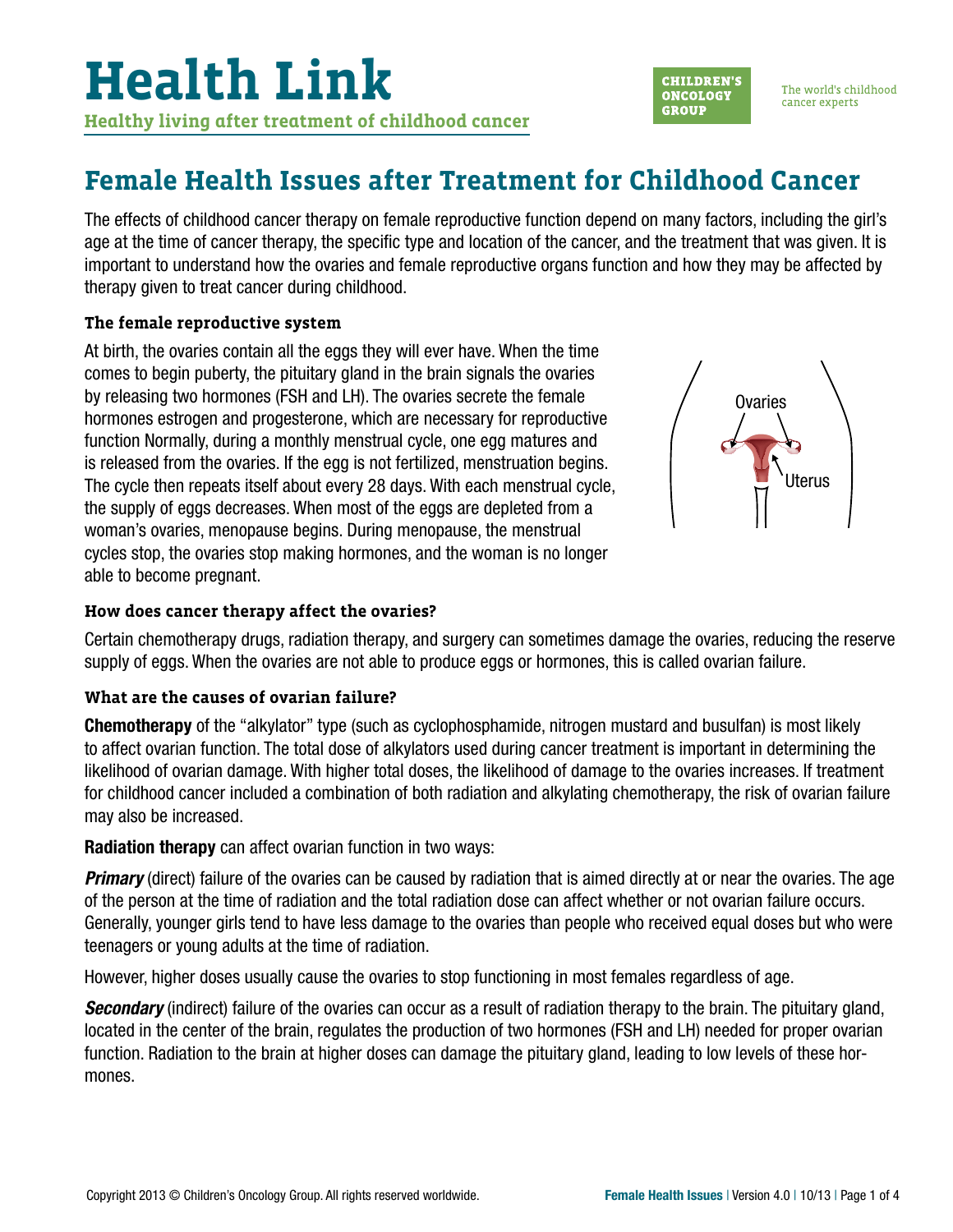# Health Link

**Healthy living after treatment of childhood cancer**

CHILDREN'S ONCOLOGY GROUP — The world's childhood cancer experts

## Female Health Issues after Treatment for Childhood Cancer

The effects of childhood cancer therapy on female reproductive function depend on many factors, including the girl's age at the time of cancer therapy, the specific type and location of the cancer, and the treatment that was given. It is important to understand how the ovaries and female reproductive organs function and how they may be affected by therapy given to treat cancer during childhood.

### The female reproductive system

At birth, the ovaries contain all the eggs they will ever have. When the time comes to begin puberty, the pituitary gland in the brain signals the ovaries by releasing two hormones (FSH and LH). The ovaries secrete the female hormones estrogen and progesterone, which are necessary for reproductive function Normally, during a monthly menstrual cycle, one egg matures and is released from the ovaries. If the egg is not fertilized, menstruation begins. The cycle then repeats itself about every 28 days. With each menstrual cycle, the supply of eggs decreases. When most of the eggs are depleted from a woman's ovaries, menopause begins. During menopause, the menstrual cycles stop, the ovaries stop making hormones, and the woman is no longer able to become pregnant.

### How does cancer therapy affect the ovaries?

Certain chemotherapy drugs, radiation therapy, and surgery can sometimes damage the ovaries, reducing the reserve supply of eggs. When the ovaries are not able to produce eggs or hormones, this is called ovarian failure.

### What are the causes of ovarian failure?

**Chemotherapy** of the "alkylator" type (such as cyclophosphamide, nitrogen mustard and busulfan) is most likely to affect ovarian function. The total dose of alkylators used during cancer treatment is important in determining the likelihood of ovarian damage. With higher total doses, the likelihood of damage to the ovaries increases. If treatment for childhood cancer included a combination of both radiation and alkylating chemotherapy, the risk of ovarian failure may also be increased.

**Radiation therapy** can affect ovarian function in two ways:

***Primary*** (direct) failure of the ovaries can be caused by radiation that is aimed directly at or near the ovaries. The age of the person at the time of radiation and the total radiation dose can affect whether or not ovarian failure occurs. Generally, younger girls tend to have less damage to the ovaries than people who received equal doses but who were teenagers or young adults at the time of radiation.

However, higher doses usually cause the ovaries to stop functioning in most females regardless of age.

***Secondary*** (indirect) failure of the ovaries can occur as a result of radiation therapy to the brain. The pituitary gland, located in the center of the brain, regulates the production of two hormones (FSH and LH) needed for proper ovarian function. Radiation to the brain at higher doses can damage the pituitary gland, leading to low levels of these hormones.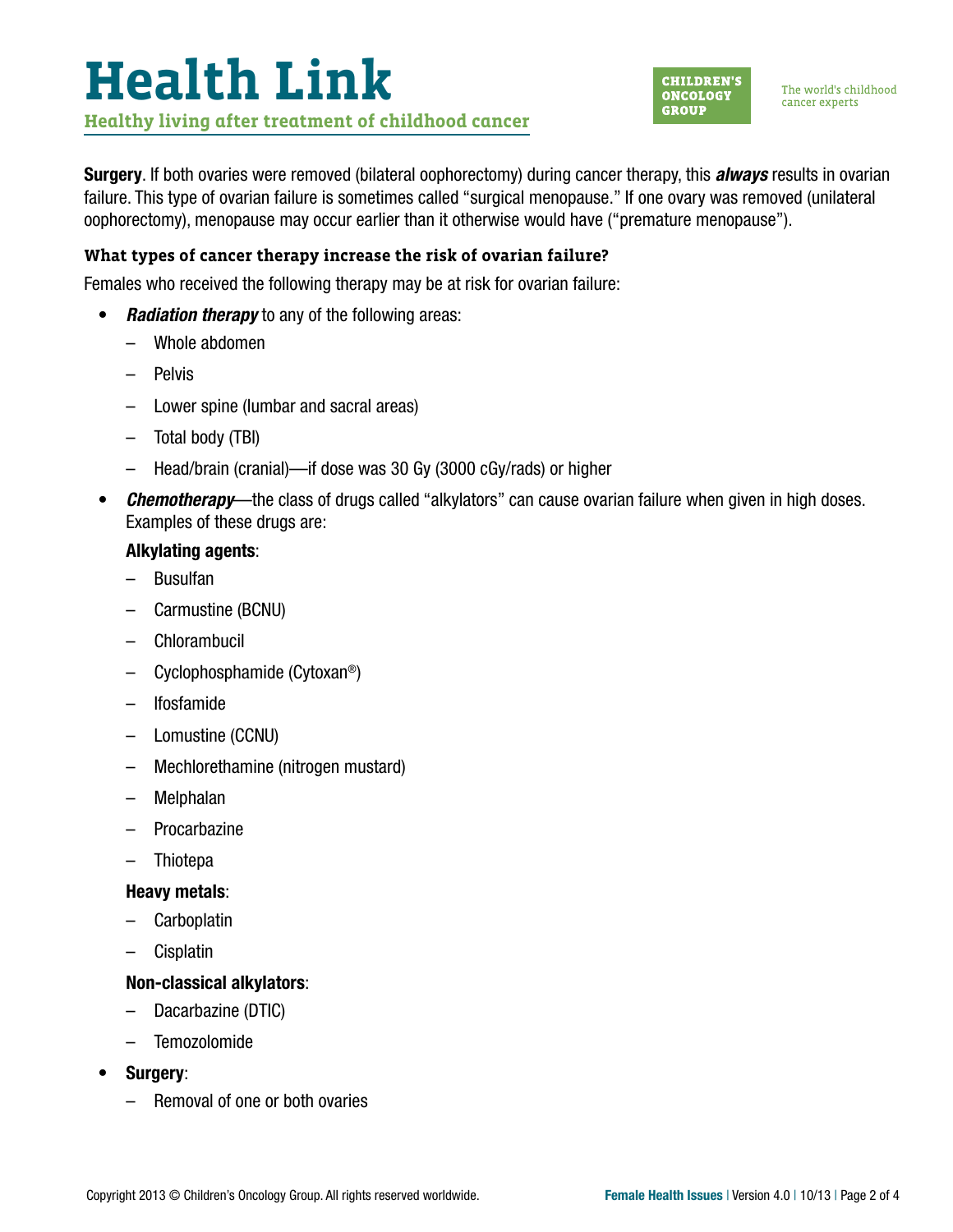**Surgery**. If both ovaries were removed (bilateral oophorectomy) during cancer therapy, this ***always*** results in ovarian failure. This type of ovarian failure is sometimes called “surgical menopause.” If one ovary was removed (unilateral oophorectomy), menopause may occur earlier than it otherwise would have (“premature menopause”).

### What types of cancer therapy increase the risk of ovarian failure?

Females who received the following therapy may be at risk for ovarian failure:

- ***Radiation therapy*** to any of the following areas:
  - Whole abdomen
  - Pelvis
  - Lower spine (lumbar and sacral areas)
  - Total body (TBI)
  - Head/brain (cranial)—if dose was 30 Gy (3000 cGy/rads) or higher
- ***Chemotherapy***—the class of drugs called “alkylators” can cause ovarian failure when given in high doses. Examples of these drugs are:

  **Alkylating agents**:
  - Busulfan
  - Carmustine (BCNU)
  - Chlorambucil
  - Cyclophosphamide (Cytoxan®)
  - Ifosfamide
  - Lomustine (CCNU)
  - Mechlorethamine (nitrogen mustard)
  - Melphalan
  - Procarbazine
  - Thiotepa

  **Heavy metals**:
  - Carboplatin
  - Cisplatin

  **Non-classical alkylators**:
  - Dacarbazine (DTIC)
  - Temozolomide
- **Surgery**:
  - Removal of one or both ovaries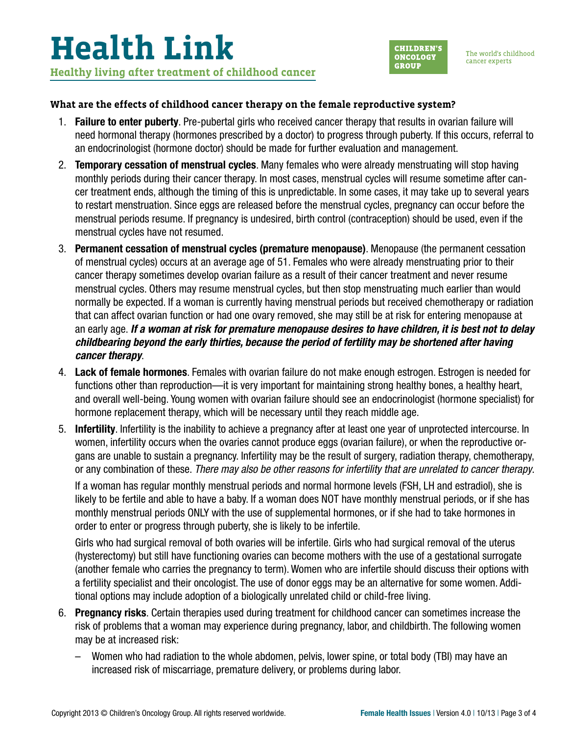### What are the effects of childhood cancer therapy on the female reproductive system?

1. **Failure to enter puberty**. Pre-pubertal girls who received cancer therapy that results in ovarian failure will need hormonal therapy (hormones prescribed by a doctor) to progress through puberty. If this occurs, referral to an endocrinologist (hormone doctor) should be made for further evaluation and management.
2. **Temporary cessation of menstrual cycles**. Many females who were already menstruating will stop having monthly periods during their cancer therapy. In most cases, menstrual cycles will resume sometime after cancer treatment ends, although the timing of this is unpredictable. In some cases, it may take up to several years to restart menstruation. Since eggs are released before the menstrual cycles, pregnancy can occur before the menstrual periods resume. If pregnancy is undesired, birth control (contraception) should be used, even if the menstrual cycles have not resumed.
3. **Permanent cessation of menstrual cycles (premature menopause)**. Menopause (the permanent cessation of menstrual cycles) occurs at an average age of 51. Females who were already menstruating prior to their cancer therapy sometimes develop ovarian failure as a result of their cancer treatment and never resume menstrual cycles. Others may resume menstrual cycles, but then stop menstruating much earlier than would normally be expected. If a woman is currently having menstrual periods but received chemotherapy or radiation that can affect ovarian function or had one ovary removed, she may still be at risk for entering menopause at an early age. ***If a woman at risk for premature menopause desires to have children, it is best not to delay childbearing beyond the early thirties, because the period of fertility may be shortened after having cancer therapy***.
4. **Lack of female hormones**. Females with ovarian failure do not make enough estrogen. Estrogen is needed for functions other than reproduction—it is very important for maintaining strong healthy bones, a healthy heart, and overall well-being. Young women with ovarian failure should see an endocrinologist (hormone specialist) for hormone replacement therapy, which will be necessary until they reach middle age.
5. **Infertility**. Infertility is the inability to achieve a pregnancy after at least one year of unprotected intercourse. In women, infertility occurs when the ovaries cannot produce eggs (ovarian failure), or when the reproductive organs are unable to sustain a pregnancy. Infertility may be the result of surgery, radiation therapy, chemotherapy, or any combination of these. *There may also be other reasons for infertility that are unrelated to cancer therapy*.

   If a woman has regular monthly menstrual periods and normal hormone levels (FSH, LH and estradiol), she is likely to be fertile and able to have a baby. If a woman does NOT have monthly menstrual periods, or if she has monthly menstrual periods ONLY with the use of supplemental hormones, or if she had to take hormones in order to enter or progress through puberty, she is likely to be infertile.

   Girls who had surgical removal of both ovaries will be infertile. Girls who had surgical removal of the uterus (hysterectomy) but still have functioning ovaries can become mothers with the use of a gestational surrogate (another female who carries the pregnancy to term). Women who are infertile should discuss their options with a fertility specialist and their oncologist. The use of donor eggs may be an alternative for some women. Additional options may include adoption of a biologically unrelated child or child-free living.
6. **Pregnancy risks**. Certain therapies used during treatment for childhood cancer can sometimes increase the risk of problems that a woman may experience during pregnancy, labor, and childbirth. The following women may be at increased risk:
   - Women who had radiation to the whole abdomen, pelvis, lower spine, or total body (TBI) may have an increased risk of miscarriage, premature delivery, or problems during labor.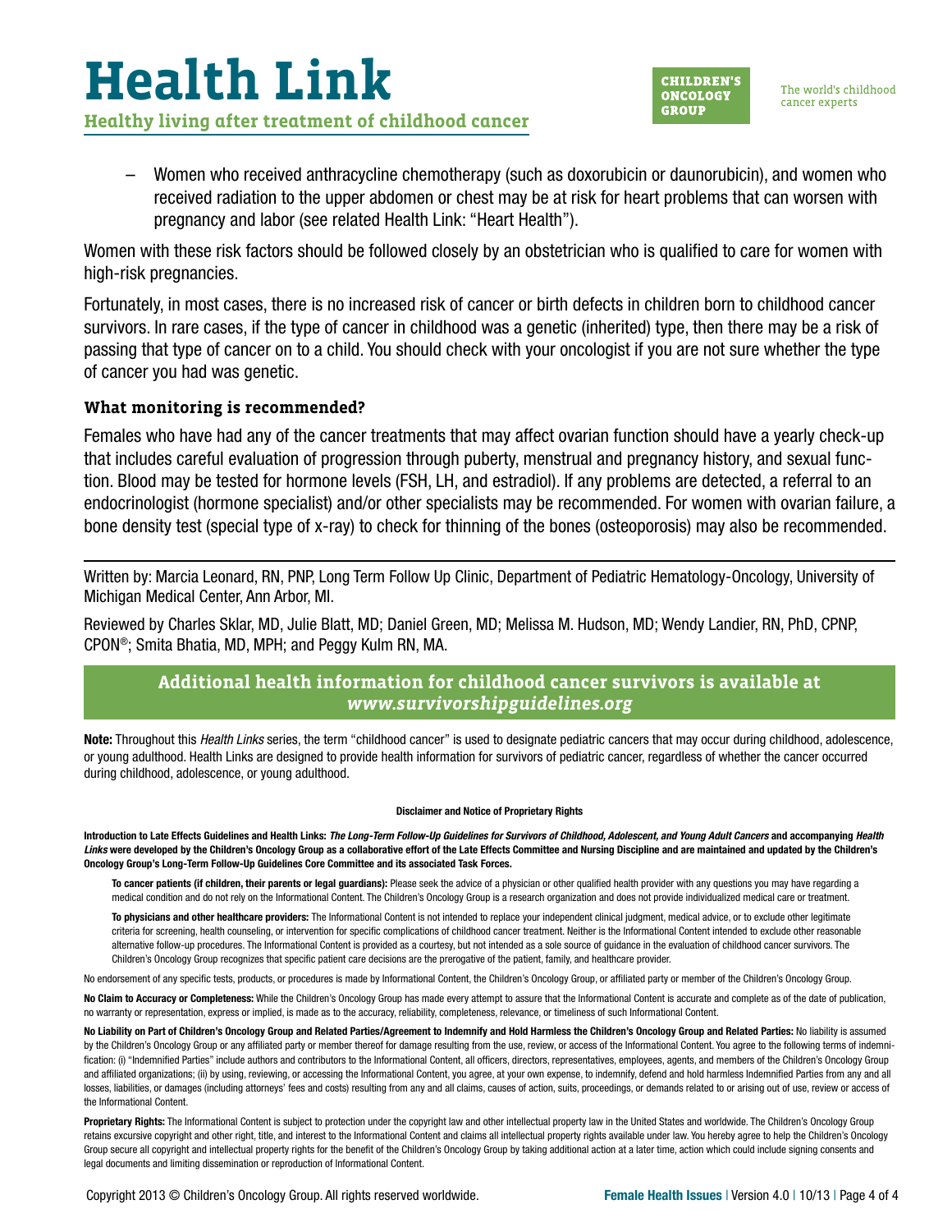- Women who received anthracycline chemotherapy (such as doxorubicin or daunorubicin), and women who received radiation to the upper abdomen or chest may be at risk for heart problems that can worsen with pregnancy and labor (see related Health Link: "Heart Health").

Women with these risk factors should be followed closely by an obstetrician who is qualified to care for women with high-risk pregnancies.

Fortunately, in most cases, there is no increased risk of cancer or birth defects in children born to childhood cancer survivors. In rare cases, if the type of cancer in childhood was a genetic (inherited) type, then there may be a risk of passing that type of cancer on to a child. You should check with your oncologist if you are not sure whether the type of cancer you had was genetic.

### What monitoring is recommended?

Females who have had any of the cancer treatments that may affect ovarian function should have a yearly check-up that includes careful evaluation of progression through puberty, menstrual and pregnancy history, and sexual function. Blood may be tested for hormone levels (FSH, LH, and estradiol). If any problems are detected, a referral to an endocrinologist (hormone specialist) and/or other specialists may be recommended. For women with ovarian failure, a bone density test (special type of x-ray) to check for thinning of the bones (osteoporosis) may also be recommended.

---

Written by: Marcia Leonard, RN, PNP, Long Term Follow Up Clinic, Department of Pediatric Hematology-Oncology, University of Michigan Medical Center, Ann Arbor, MI.

Reviewed by Charles Sklar, MD, Julie Blatt, MD; Daniel Green, MD; Melissa M. Hudson, MD; Wendy Landier, RN, PhD, CPNP, CPON®; Smita Bhatia, MD, MPH; and Peggy Kulm RN, MA.

**Additional health information for childhood cancer survivors is available at *www.survivorshipguidelines.org***

**Note:** Throughout this *Health Links* series, the term "childhood cancer" is used to designate pediatric cancers that may occur during childhood, adolescence, or young adulthood. Health Links are designed to provide health information for survivors of pediatric cancer, regardless of whether the cancer occurred during childhood, adolescence, or young adulthood.

**Disclaimer and Notice of Proprietary Rights**

**Introduction to Late Effects Guidelines and Health Links: *The Long-Term Follow-Up Guidelines for Survivors of Childhood, Adolescent, and Young Adult Cancers* and accompanying *Health Links* were developed by the Children's Oncology Group as a collaborative effort of the Late Effects Committee and Nursing Discipline and are maintained and updated by the Children's Oncology Group's Long-Term Follow-Up Guidelines Core Committee and its associated Task Forces.**

**To cancer patients (if children, their parents or legal guardians):** Please seek the advice of a physician or other qualified health provider with any questions you may have regarding a medical condition and do not rely on the Informational Content. The Children's Oncology Group is a research organization and does not provide individualized medical care or treatment.

**To physicians and other healthcare providers:** The Informational Content is not intended to replace your independent clinical judgment, medical advice, or to exclude other legitimate criteria for screening, health counseling, or intervention for specific complications of childhood cancer treatment. Neither is the Informational Content intended to exclude other reasonable alternative follow-up procedures. The Informational Content is provided as a courtesy, but not intended as a sole source of guidance in the evaluation of childhood cancer survivors. The Children's Oncology Group recognizes that specific patient care decisions are the prerogative of the patient, family, and healthcare provider.

No endorsement of any specific tests, products, or procedures is made by Informational Content, the Children's Oncology Group, or affiliated party or member of the Children's Oncology Group.

**No Claim to Accuracy or Completeness:** While the Children's Oncology Group has made every attempt to assure that the Informational Content is accurate and complete as of the date of publication, no warranty or representation, express or implied, is made as to the accuracy, reliability, completeness, relevance, or timeliness of such Informational Content.

**No Liability on Part of Children's Oncology Group and Related Parties/Agreement to Indemnify and Hold Harmless the Children's Oncology Group and Related Parties:** No liability is assumed by the Children's Oncology Group or any affiliated party or member thereof for damage resulting from the use, review, or access of the Informational Content. You agree to the following terms of indemnification: (i) "Indemnified Parties" include authors and contributors to the Informational Content, all officers, directors, representatives, employees, agents, and members of the Children's Oncology Group and affiliated organizations; (ii) by using, reviewing, or accessing the Informational Content, you agree, at your own expense, to indemnify, defend and hold harmless Indemnified Parties from any and all losses, liabilities, or damages (including attorneys' fees and costs) resulting from any and all claims, causes of action, suits, proceedings, or demands related to or arising out of use, review or access of the Informational Content.

**Proprietary Rights:** The Informational Content is subject to protection under the copyright law and other intellectual property law in the United States and worldwide. The Children's Oncology Group retains excursive copyright and other right, title, and interest to the Informational Content and claims all intellectual property rights available under law. You hereby agree to help the Children's Oncology Group secure all copyright and intellectual property rights for the benefit of the Children's Oncology Group by taking additional action at a later time, action which could include signing consents and legal documents and limiting dissemination or reproduction of Informational Content.

Copyright 2013 © Children's Oncology Group. All rights reserved worldwide.